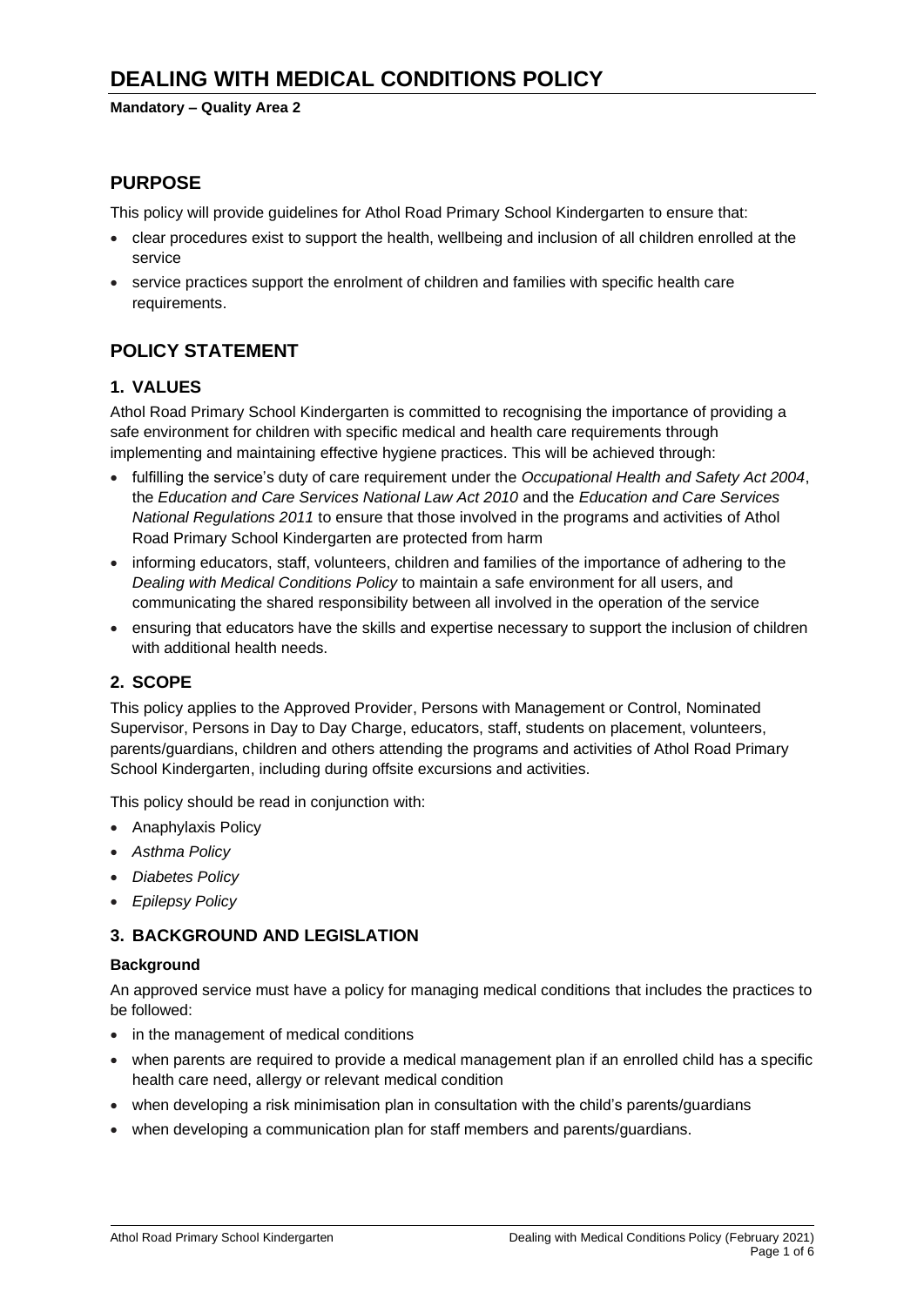# DEALING WITH MEDICAL CONDITIONS POLICY

**Mandatory – Quality Area 2**

## PURPOSE

This policy will provide guidelines for Athol Road Primary School Kindergarten to ensure that:

- clear procedures exist to support the health, wellbeing and inclusion of all children enrolled at the service
- service practices support the enrolment of children and families with specific health care requirements.

## POLICY STATEMENT

### 1. VALUES

Athol Road Primary School Kindergarten is committed to recognising the importance of providing a safe environment for children with specific medical and health care requirements through implementing and maintaining effective hygiene practices. This will be achieved through:

- fulfilling the service's duty of care requirement under the *Occupational Health and Safety Act 2004*, the *Education and Care Services National Law Act 2010* and the *Education and Care Services National Regulations 2011* to ensure that those involved in the programs and activities of Athol Road Primary School Kindergarten are protected from harm
- informing educators, staff, volunteers, children and families of the importance of adhering to the *Dealing with Medical Conditions Policy* to maintain a safe environment for all users, and communicating the shared responsibility between all involved in the operation of the service
- ensuring that educators have the skills and expertise necessary to support the inclusion of children with additional health needs.

### 2. SCOPE

This policy applies to the Approved Provider, Persons with Management or Control, Nominated Supervisor, Persons in Day to Day Charge, educators, staff, students on placement, volunteers, parents/guardians, children and others attending the programs and activities of Athol Road Primary School Kindergarten, including during offsite excursions and activities.

This policy should be read in conjunction with:

- Anaphylaxis Policy
- *Asthma Policy*
- *Diabetes Policy*
- *Epilepsy Policy*

### 3. BACKGROUND AND LEGISLATION

#### Background

An approved service must have a policy for managing medical conditions that includes the practices to be followed:

- in the management of medical conditions
- when parents are required to provide a medical management plan if an enrolled child has a specific health care need, allergy or relevant medical condition
- when developing a risk minimisation plan in consultation with the child's parents/guardians
- when developing a communication plan for staff members and parents/guardians.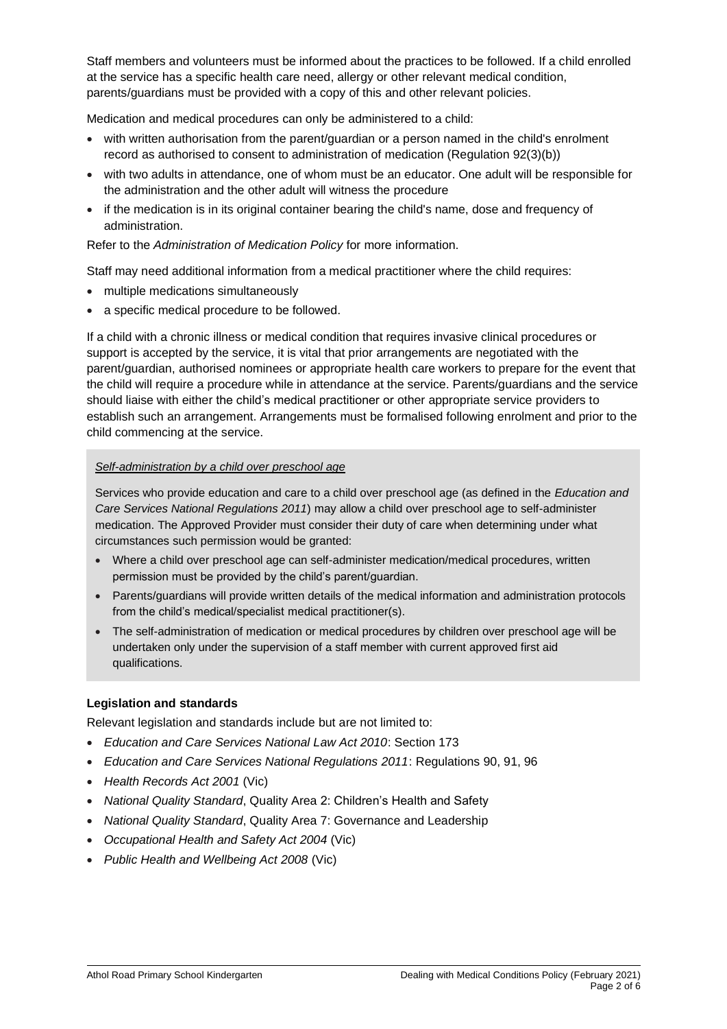Staff members and volunteers must be informed about the practices to be followed. If a child enrolled at the service has a specific health care need, allergy or other relevant medical condition, parents/guardians must be provided with a copy of this and other relevant policies.

Medication and medical procedures can only be administered to a child:

- with written authorisation from the parent/guardian or a person named in the child's enrolment record as authorised to consent to administration of medication (Regulation 92(3)(b))
- with two adults in attendance, one of whom must be an educator. One adult will be responsible for the administration and the other adult will witness the procedure
- if the medication is in its original container bearing the child's name, dose and frequency of administration.

Refer to the *Administration of Medication Policy* for more information.

Staff may need additional information from a medical practitioner where the child requires:

- multiple medications simultaneously
- a specific medical procedure to be followed.

If a child with a chronic illness or medical condition that requires invasive clinical procedures or support is accepted by the service, it is vital that prior arrangements are negotiated with the parent/guardian, authorised nominees or appropriate health care workers to prepare for the event that the child will require a procedure while in attendance at the service. Parents/guardians and the service should liaise with either the child's medical practitioner or other appropriate service providers to establish such an arrangement. Arrangements must be formalised following enrolment and prior to the child commencing at the service.

*Self-administration by a child over preschool age*

Services who provide education and care to a child over preschool age (as defined in the *Education and Care Services National Regulations 2011*) may allow a child over preschool age to self-administer medication. The Approved Provider must consider their duty of care when determining under what circumstances such permission would be granted:

- Where a child over preschool age can self-administer medication/medical procedures, written permission must be provided by the child's parent/guardian.
- Parents/guardians will provide written details of the medical information and administration protocols from the child's medical/specialist medical practitioner(s).
- The self-administration of medication or medical procedures by children over preschool age will be undertaken only under the supervision of a staff member with current approved first aid qualifications.

**Legislation and standards**

Relevant legislation and standards include but are not limited to:

- *Education and Care Services National Law Act 2010*: Section 173
- *Education and Care Services National Regulations 2011*: Regulations 90, 91, 96
- *Health Records Act 2001* (Vic)
- *National Quality Standard*, Quality Area 2: Children's Health and Safety
- *National Quality Standard*, Quality Area 7: Governance and Leadership
- *Occupational Health and Safety Act 2004* (Vic)
- *Public Health and Wellbeing Act 2008* (Vic)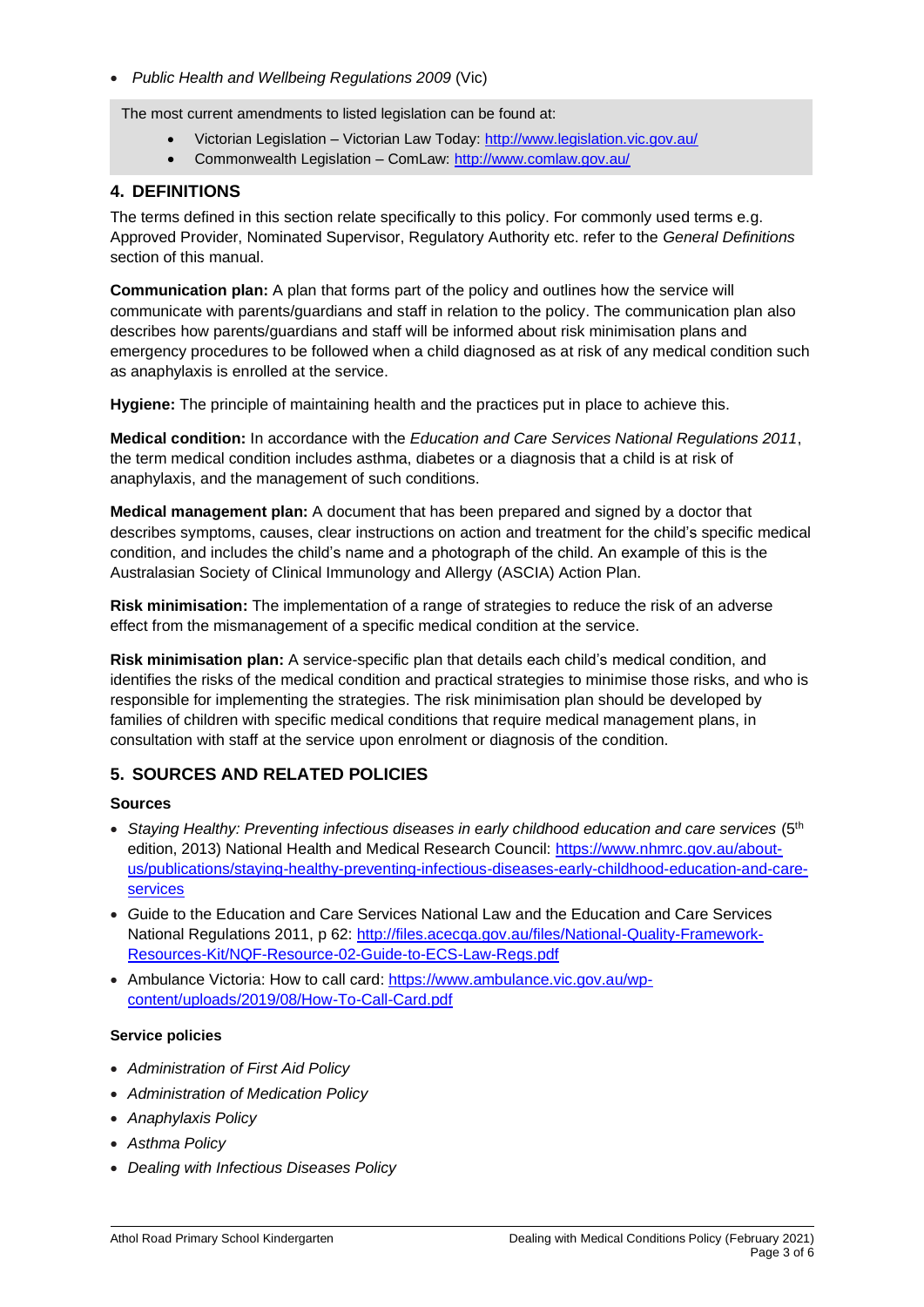- *Public Health and Wellbeing Regulations 2009* (Vic)

The most current amendments to listed legislation can be found at:

- Victorian Legislation – Victorian Law Today: http://www.legislation.vic.gov.au/
- Commonwealth Legislation – ComLaw: http://www.comlaw.gov.au/

## 4. DEFINITIONS

The terms defined in this section relate specifically to this policy. For commonly used terms e.g. Approved Provider, Nominated Supervisor, Regulatory Authority etc. refer to the *General Definitions* section of this manual.

**Communication plan:** A plan that forms part of the policy and outlines how the service will communicate with parents/guardians and staff in relation to the policy. The communication plan also describes how parents/guardians and staff will be informed about risk minimisation plans and emergency procedures to be followed when a child diagnosed as at risk of any medical condition such as anaphylaxis is enrolled at the service.

**Hygiene:** The principle of maintaining health and the practices put in place to achieve this.

**Medical condition:** In accordance with the *Education and Care Services National Regulations 2011*, the term medical condition includes asthma, diabetes or a diagnosis that a child is at risk of anaphylaxis, and the management of such conditions.

**Medical management plan:** A document that has been prepared and signed by a doctor that describes symptoms, causes, clear instructions on action and treatment for the child's specific medical condition, and includes the child's name and a photograph of the child. An example of this is the Australasian Society of Clinical Immunology and Allergy (ASCIA) Action Plan.

**Risk minimisation:** The implementation of a range of strategies to reduce the risk of an adverse effect from the mismanagement of a specific medical condition at the service.

**Risk minimisation plan:** A service-specific plan that details each child's medical condition, and identifies the risks of the medical condition and practical strategies to minimise those risks, and who is responsible for implementing the strategies. The risk minimisation plan should be developed by families of children with specific medical conditions that require medical management plans, in consultation with staff at the service upon enrolment or diagnosis of the condition.

## 5. SOURCES AND RELATED POLICIES

### Sources

- *Staying Healthy: Preventing infectious diseases in early childhood education and care services* (5th edition, 2013) National Health and Medical Research Council: https://www.nhmrc.gov.au/about-us/publications/staying-healthy-preventing-infectious-diseases-early-childhood-education-and-care-services
- Guide to the Education and Care Services National Law and the Education and Care Services National Regulations 2011, p 62: http://files.acecqa.gov.au/files/National-Quality-Framework-Resources-Kit/NQF-Resource-02-Guide-to-ECS-Law-Regs.pdf
- Ambulance Victoria: How to call card: https://www.ambulance.vic.gov.au/wp-content/uploads/2019/08/How-To-Call-Card.pdf

### Service policies

- *Administration of First Aid Policy*
- *Administration of Medication Policy*
- *Anaphylaxis Policy*
- *Asthma Policy*
- *Dealing with Infectious Diseases Policy*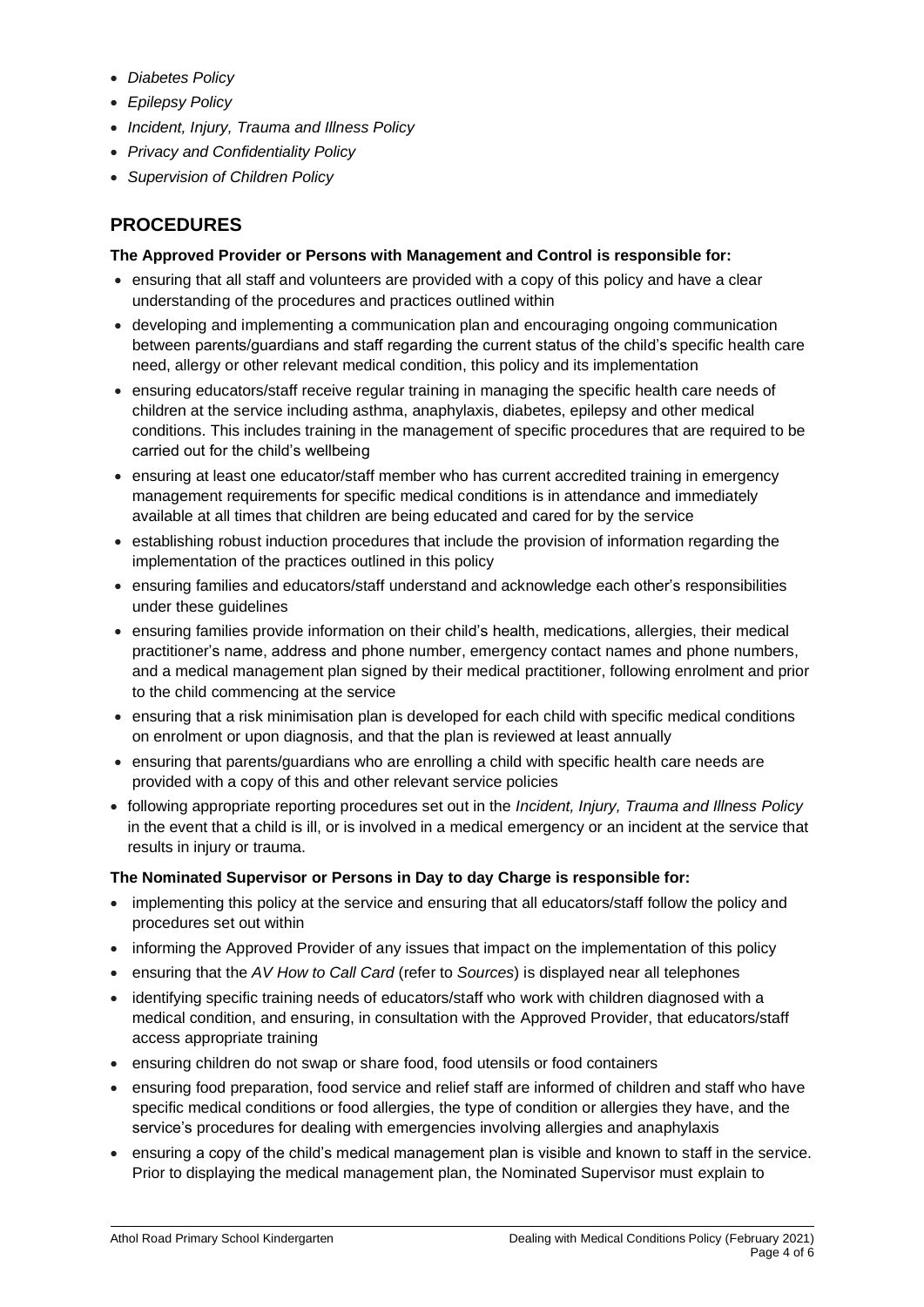- *Diabetes Policy*
- *Epilepsy Policy*
- *Incident, Injury, Trauma and Illness Policy*
- *Privacy and Confidentiality Policy*
- *Supervision of Children Policy*

## PROCEDURES

**The Approved Provider or Persons with Management and Control is responsible for:**

- ensuring that all staff and volunteers are provided with a copy of this policy and have a clear understanding of the procedures and practices outlined within
- developing and implementing a communication plan and encouraging ongoing communication between parents/guardians and staff regarding the current status of the child's specific health care need, allergy or other relevant medical condition, this policy and its implementation
- ensuring educators/staff receive regular training in managing the specific health care needs of children at the service including asthma, anaphylaxis, diabetes, epilepsy and other medical conditions. This includes training in the management of specific procedures that are required to be carried out for the child's wellbeing
- ensuring at least one educator/staff member who has current accredited training in emergency management requirements for specific medical conditions is in attendance and immediately available at all times that children are being educated and cared for by the service
- establishing robust induction procedures that include the provision of information regarding the implementation of the practices outlined in this policy
- ensuring families and educators/staff understand and acknowledge each other's responsibilities under these guidelines
- ensuring families provide information on their child's health, medications, allergies, their medical practitioner's name, address and phone number, emergency contact names and phone numbers, and a medical management plan signed by their medical practitioner, following enrolment and prior to the child commencing at the service
- ensuring that a risk minimisation plan is developed for each child with specific medical conditions on enrolment or upon diagnosis, and that the plan is reviewed at least annually
- ensuring that parents/guardians who are enrolling a child with specific health care needs are provided with a copy of this and other relevant service policies
- following appropriate reporting procedures set out in the *Incident, Injury, Trauma and Illness Policy* in the event that a child is ill, or is involved in a medical emergency or an incident at the service that results in injury or trauma.

**The Nominated Supervisor or Persons in Day to day Charge is responsible for:**

- implementing this policy at the service and ensuring that all educators/staff follow the policy and procedures set out within
- informing the Approved Provider of any issues that impact on the implementation of this policy
- ensuring that the *AV How to Call Card* (refer to *Sources*) is displayed near all telephones
- identifying specific training needs of educators/staff who work with children diagnosed with a medical condition, and ensuring, in consultation with the Approved Provider, that educators/staff access appropriate training
- ensuring children do not swap or share food, food utensils or food containers
- ensuring food preparation, food service and relief staff are informed of children and staff who have specific medical conditions or food allergies, the type of condition or allergies they have, and the service's procedures for dealing with emergencies involving allergies and anaphylaxis
- ensuring a copy of the child's medical management plan is visible and known to staff in the service. Prior to displaying the medical management plan, the Nominated Supervisor must explain to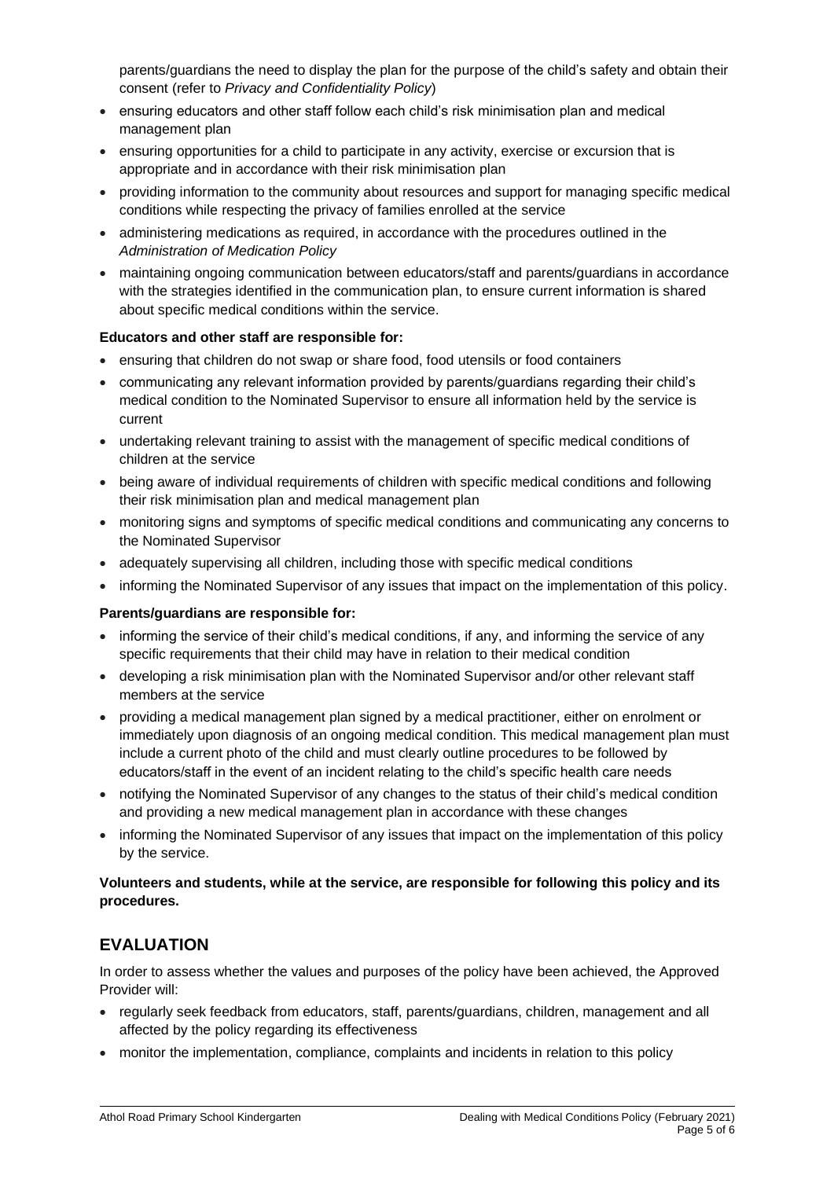parents/guardians the need to display the plan for the purpose of the child's safety and obtain their consent (refer to *Privacy and Confidentiality Policy*)

- ensuring educators and other staff follow each child's risk minimisation plan and medical management plan
- ensuring opportunities for a child to participate in any activity, exercise or excursion that is appropriate and in accordance with their risk minimisation plan
- providing information to the community about resources and support for managing specific medical conditions while respecting the privacy of families enrolled at the service
- administering medications as required, in accordance with the procedures outlined in the *Administration of Medication Policy*
- maintaining ongoing communication between educators/staff and parents/guardians in accordance with the strategies identified in the communication plan, to ensure current information is shared about specific medical conditions within the service.

**Educators and other staff are responsible for:**

- ensuring that children do not swap or share food, food utensils or food containers
- communicating any relevant information provided by parents/guardians regarding their child's medical condition to the Nominated Supervisor to ensure all information held by the service is current
- undertaking relevant training to assist with the management of specific medical conditions of children at the service
- being aware of individual requirements of children with specific medical conditions and following their risk minimisation plan and medical management plan
- monitoring signs and symptoms of specific medical conditions and communicating any concerns to the Nominated Supervisor
- adequately supervising all children, including those with specific medical conditions
- informing the Nominated Supervisor of any issues that impact on the implementation of this policy.

**Parents/guardians are responsible for:**

- informing the service of their child's medical conditions, if any, and informing the service of any specific requirements that their child may have in relation to their medical condition
- developing a risk minimisation plan with the Nominated Supervisor and/or other relevant staff members at the service
- providing a medical management plan signed by a medical practitioner, either on enrolment or immediately upon diagnosis of an ongoing medical condition. This medical management plan must include a current photo of the child and must clearly outline procedures to be followed by educators/staff in the event of an incident relating to the child's specific health care needs
- notifying the Nominated Supervisor of any changes to the status of their child's medical condition and providing a new medical management plan in accordance with these changes
- informing the Nominated Supervisor of any issues that impact on the implementation of this policy by the service.

**Volunteers and students, while at the service, are responsible for following this policy and its procedures.**

## EVALUATION

In order to assess whether the values and purposes of the policy have been achieved, the Approved Provider will:

- regularly seek feedback from educators, staff, parents/guardians, children, management and all affected by the policy regarding its effectiveness
- monitor the implementation, compliance, complaints and incidents in relation to this policy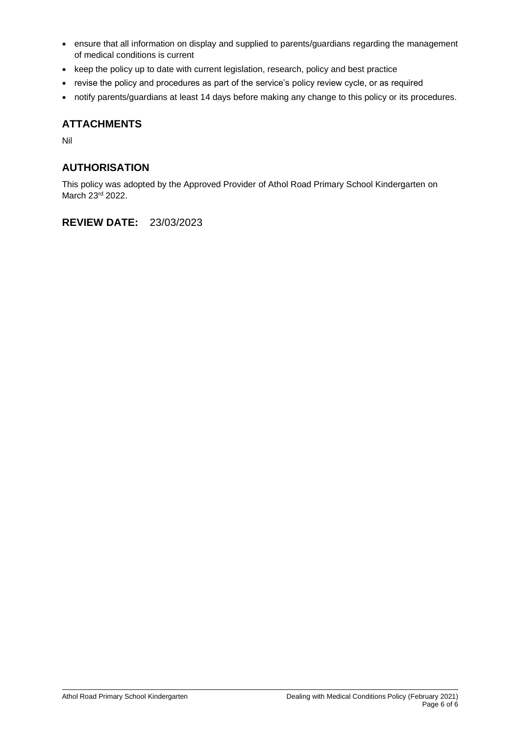- ensure that all information on display and supplied to parents/guardians regarding the management of medical conditions is current
- keep the policy up to date with current legislation, research, policy and best practice
- revise the policy and procedures as part of the service's policy review cycle, or as required
- notify parents/guardians at least 14 days before making any change to this policy or its procedures.

## ATTACHMENTS

Nil

## AUTHORISATION

This policy was adopted by the Approved Provider of Athol Road Primary School Kindergarten on March 23rd 2022.

## REVIEW DATE: 23/03/2023